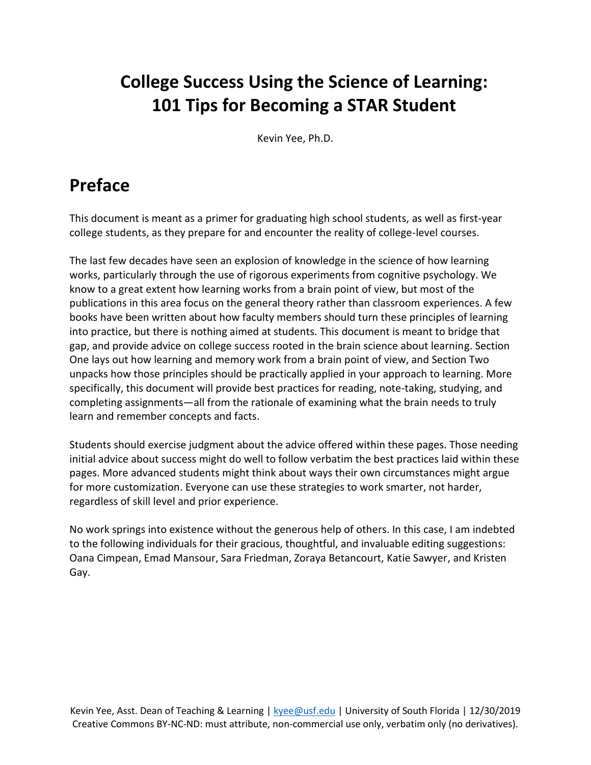# College Success Using the Science of Learning: 101 Tips for Becoming a STAR Student

Kevin Yee, Ph.D.

## Preface

This document is meant as a primer for graduating high school students, as well as first-year college students, as they prepare for and encounter the reality of college-level courses.

The last few decades have seen an explosion of knowledge in the science of how learning works, particularly through the use of rigorous experiments from cognitive psychology. We know to a great extent how learning works from a brain point of view, but most of the publications in this area focus on the general theory rather than classroom experiences. A few books have been written about how faculty members should turn these principles of learning into practice, but there is nothing aimed at students. This document is meant to bridge that gap, and provide advice on college success rooted in the brain science about learning. Section One lays out how learning and memory work from a brain point of view, and Section Two unpacks how those principles should be practically applied in your approach to learning. More specifically, this document will provide best practices for reading, note-taking, studying, and completing assignments—all from the rationale of examining what the brain needs to truly learn and remember concepts and facts.

Students should exercise judgment about the advice offered within these pages. Those needing initial advice about success might do well to follow verbatim the best practices laid within these pages. More advanced students might think about ways their own circumstances might argue for more customization. Everyone can use these strategies to work smarter, not harder, regardless of skill level and prior experience.

No work springs into existence without the generous help of others. In this case, I am indebted to the following individuals for their gracious, thoughtful, and invaluable editing suggestions: Oana Cimpean, Emad Mansour, Sara Friedman, Zoraya Betancourt, Katie Sawyer, and Kristen Gay.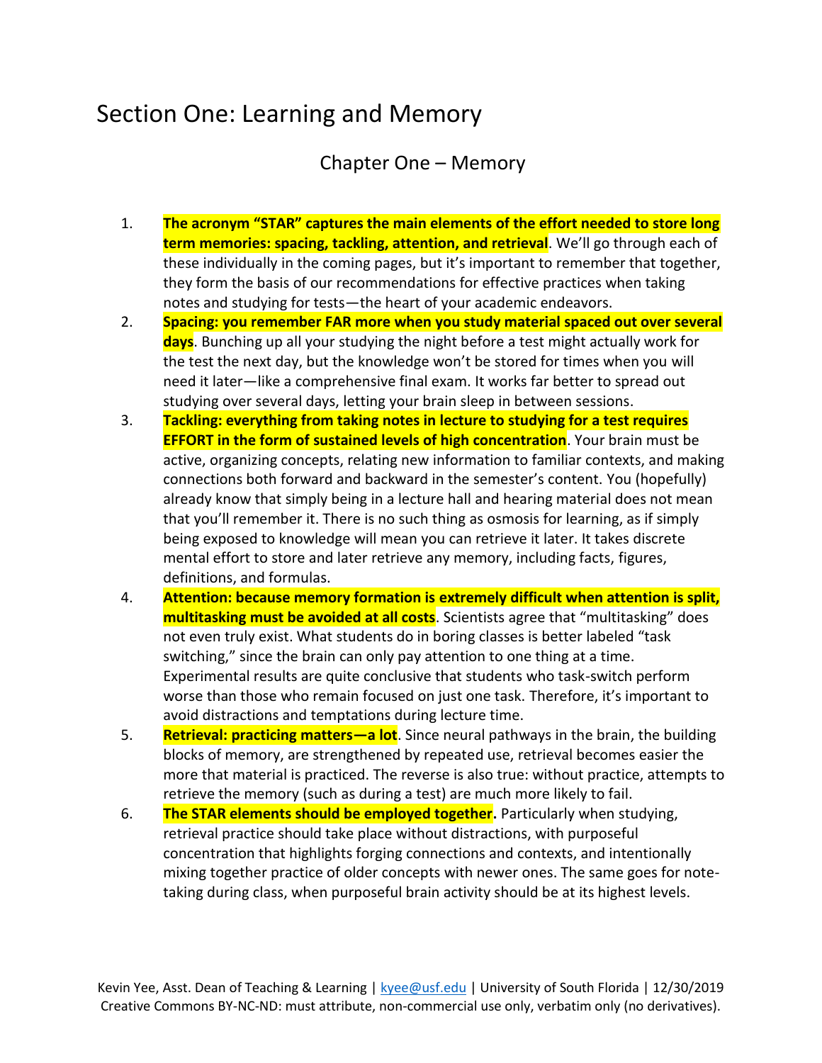# Section One: Learning and Memory

## Chapter One – Memory

1. **The acronym "STAR" captures the main elements of the effort needed to store long term memories: spacing, tackling, attention, and retrieval**. We'll go through each of these individually in the coming pages, but it's important to remember that together, they form the basis of our recommendations for effective practices when taking notes and studying for tests—the heart of your academic endeavors.
2. **Spacing: you remember FAR more when you study material spaced out over several days**. Bunching up all your studying the night before a test might actually work for the test the next day, but the knowledge won't be stored for times when you will need it later—like a comprehensive final exam. It works far better to spread out studying over several days, letting your brain sleep in between sessions.
3. **Tackling: everything from taking notes in lecture to studying for a test requires EFFORT in the form of sustained levels of high concentration**. Your brain must be active, organizing concepts, relating new information to familiar contexts, and making connections both forward and backward in the semester's content. You (hopefully) already know that simply being in a lecture hall and hearing material does not mean that you'll remember it. There is no such thing as osmosis for learning, as if simply being exposed to knowledge will mean you can retrieve it later. It takes discrete mental effort to store and later retrieve any memory, including facts, figures, definitions, and formulas.
4. **Attention: because memory formation is extremely difficult when attention is split, multitasking must be avoided at all costs**. Scientists agree that "multitasking" does not even truly exist. What students do in boring classes is better labeled "task switching," since the brain can only pay attention to one thing at a time. Experimental results are quite conclusive that students who task-switch perform worse than those who remain focused on just one task. Therefore, it's important to avoid distractions and temptations during lecture time.
5. **Retrieval: practicing matters—a lot**. Since neural pathways in the brain, the building blocks of memory, are strengthened by repeated use, retrieval becomes easier the more that material is practiced. The reverse is also true: without practice, attempts to retrieve the memory (such as during a test) are much more likely to fail.
6. **The STAR elements should be employed together.** Particularly when studying, retrieval practice should take place without distractions, with purposeful concentration that highlights forging connections and contexts, and intentionally mixing together practice of older concepts with newer ones. The same goes for note-taking during class, when purposeful brain activity should be at its highest levels.

Kevin Yee, Asst. Dean of Teaching & Learning | kyee@usf.edu | University of South Florida | 12/30/2019
Creative Commons BY-NC-ND: must attribute, non-commercial use only, verbatim only (no derivatives).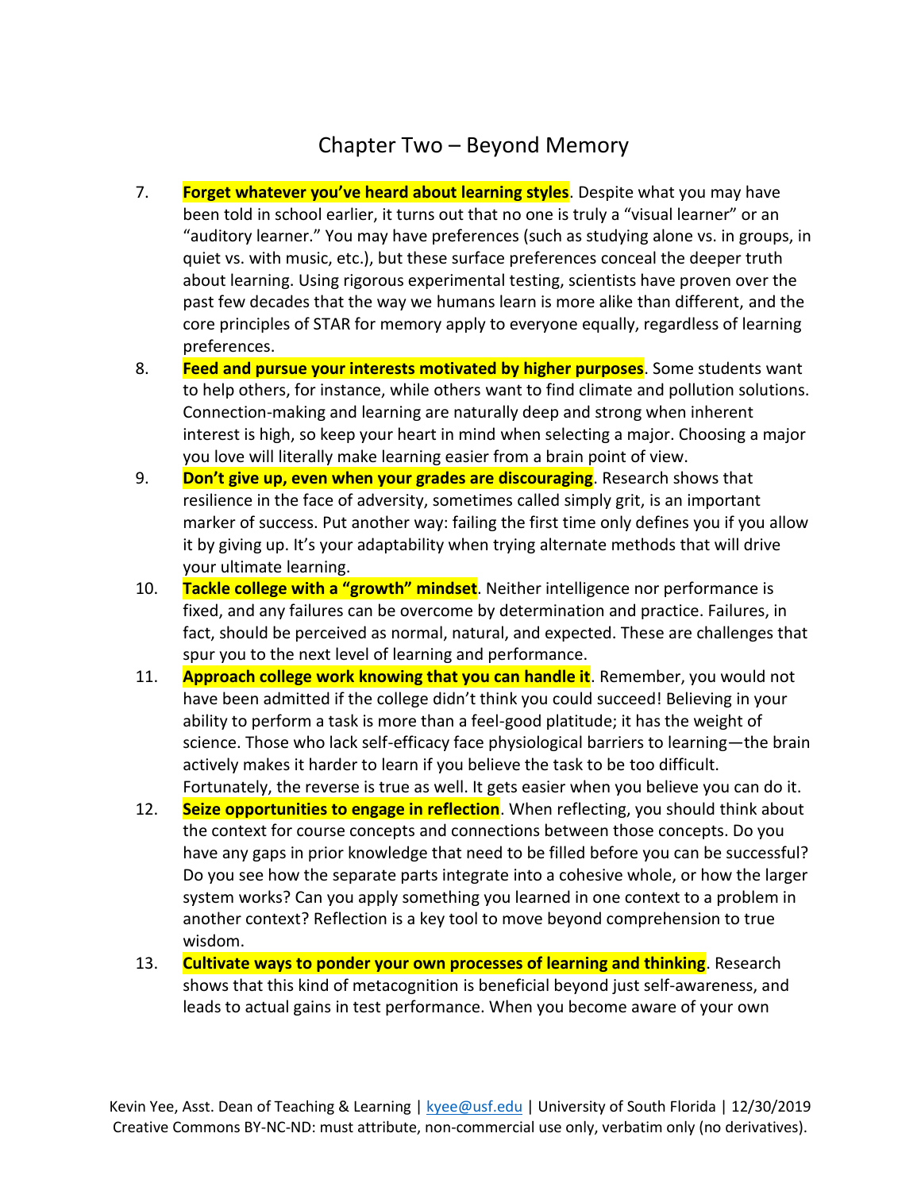# Chapter Two – Beyond Memory

7. **Forget whatever you've heard about learning styles**. Despite what you may have been told in school earlier, it turns out that no one is truly a "visual learner" or an "auditory learner." You may have preferences (such as studying alone vs. in groups, in quiet vs. with music, etc.), but these surface preferences conceal the deeper truth about learning. Using rigorous experimental testing, scientists have proven over the past few decades that the way we humans learn is more alike than different, and the core principles of STAR for memory apply to everyone equally, regardless of learning preferences.
8. **Feed and pursue your interests motivated by higher purposes**. Some students want to help others, for instance, while others want to find climate and pollution solutions. Connection-making and learning are naturally deep and strong when inherent interest is high, so keep your heart in mind when selecting a major. Choosing a major you love will literally make learning easier from a brain point of view.
9. **Don't give up, even when your grades are discouraging**. Research shows that resilience in the face of adversity, sometimes called simply grit, is an important marker of success. Put another way: failing the first time only defines you if you allow it by giving up. It's your adaptability when trying alternate methods that will drive your ultimate learning.
10. **Tackle college with a "growth" mindset**. Neither intelligence nor performance is fixed, and any failures can be overcome by determination and practice. Failures, in fact, should be perceived as normal, natural, and expected. These are challenges that spur you to the next level of learning and performance.
11. **Approach college work knowing that you can handle it**. Remember, you would not have been admitted if the college didn't think you could succeed! Believing in your ability to perform a task is more than a feel-good platitude; it has the weight of science. Those who lack self-efficacy face physiological barriers to learning—the brain actively makes it harder to learn if you believe the task to be too difficult. Fortunately, the reverse is true as well. It gets easier when you believe you can do it.
12. **Seize opportunities to engage in reflection**. When reflecting, you should think about the context for course concepts and connections between those concepts. Do you have any gaps in prior knowledge that need to be filled before you can be successful? Do you see how the separate parts integrate into a cohesive whole, or how the larger system works? Can you apply something you learned in one context to a problem in another context? Reflection is a key tool to move beyond comprehension to true wisdom.
13. **Cultivate ways to ponder your own processes of learning and thinking**. Research shows that this kind of metacognition is beneficial beyond just self-awareness, and leads to actual gains in test performance. When you become aware of your own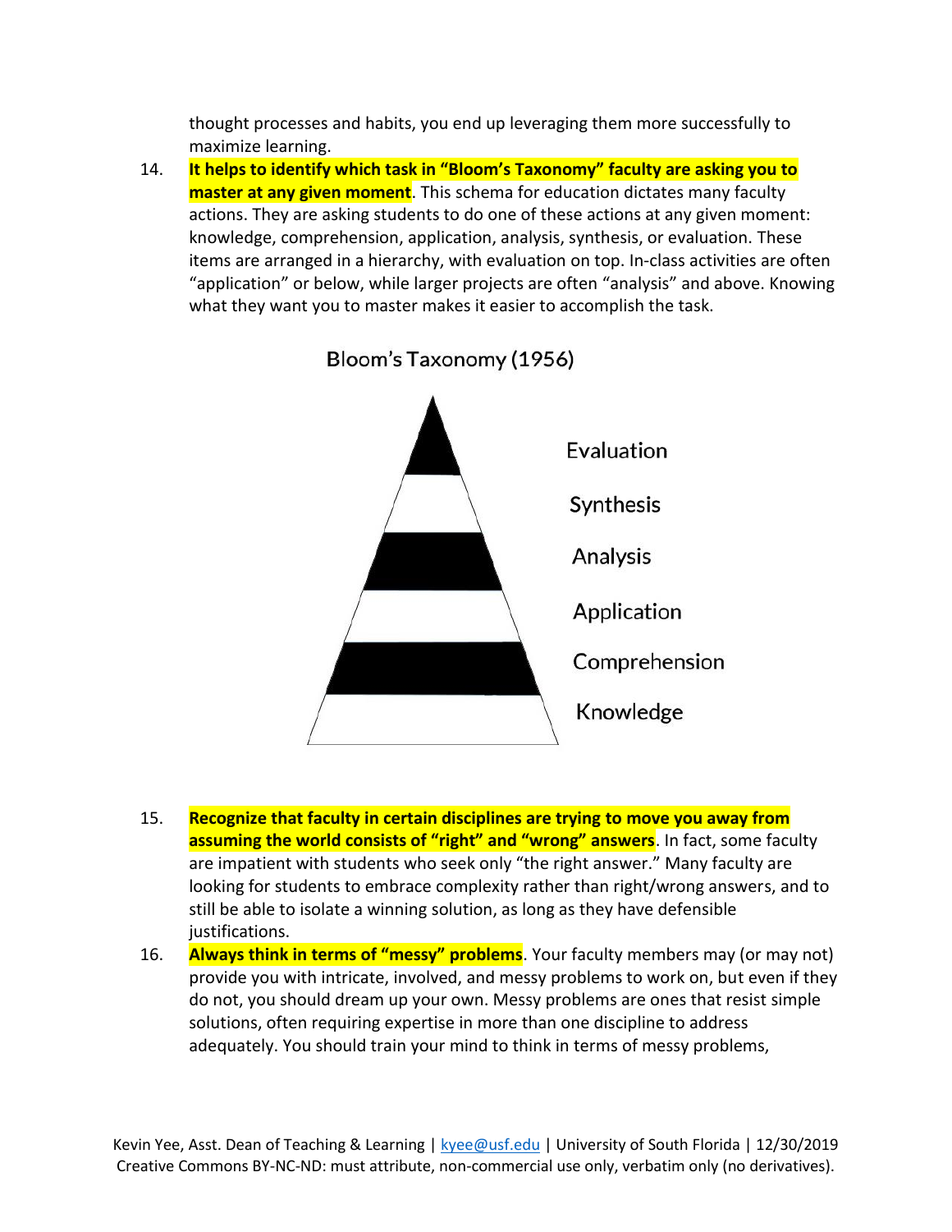thought processes and habits, you end up leveraging them more successfully to maximize learning.

14. **It helps to identify which task in "Bloom's Taxonomy" faculty are asking you to master at any given moment**. This schema for education dictates many faculty actions. They are asking students to do one of these actions at any given moment: knowledge, comprehension, application, analysis, synthesis, or evaluation. These items are arranged in a hierarchy, with evaluation on top. In-class activities are often "application" or below, while larger projects are often "analysis" and above. Knowing what they want you to master makes it easier to accomplish the task.

Bloom's Taxonomy (1956)

Evaluation

Synthesis

Analysis

Application

Comprehension

Knowledge

15. **Recognize that faculty in certain disciplines are trying to move you away from assuming the world consists of "right" and "wrong" answers**. In fact, some faculty are impatient with students who seek only "the right answer." Many faculty are looking for students to embrace complexity rather than right/wrong answers, and to still be able to isolate a winning solution, as long as they have defensible justifications.
16. **Always think in terms of "messy" problems**. Your faculty members may (or may not) provide you with intricate, involved, and messy problems to work on, but even if they do not, you should dream up your own. Messy problems are ones that resist simple solutions, often requiring expertise in more than one discipline to address adequately. You should train your mind to think in terms of messy problems,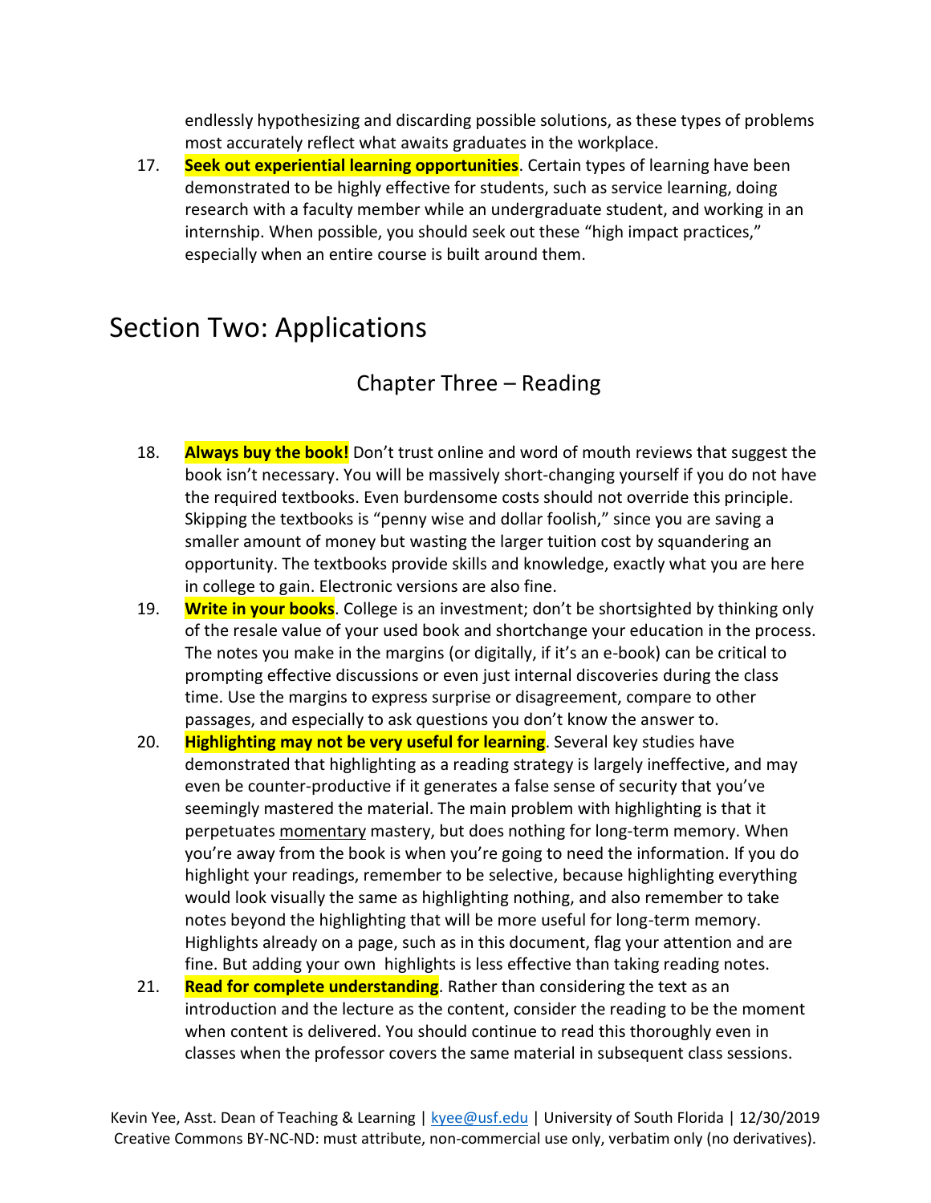endlessly hypothesizing and discarding possible solutions, as these types of problems most accurately reflect what awaits graduates in the workplace.

17. **Seek out experiential learning opportunities**. Certain types of learning have been demonstrated to be highly effective for students, such as service learning, doing research with a faculty member while an undergraduate student, and working in an internship. When possible, you should seek out these "high impact practices," especially when an entire course is built around them.

# Section Two: Applications

## Chapter Three – Reading

18. **Always buy the book!** Don't trust online and word of mouth reviews that suggest the book isn't necessary. You will be massively short-changing yourself if you do not have the required textbooks. Even burdensome costs should not override this principle. Skipping the textbooks is "penny wise and dollar foolish," since you are saving a smaller amount of money but wasting the larger tuition cost by squandering an opportunity. The textbooks provide skills and knowledge, exactly what you are here in college to gain. Electronic versions are also fine.
19. **Write in your books**. College is an investment; don't be shortsighted by thinking only of the resale value of your used book and shortchange your education in the process. The notes you make in the margins (or digitally, if it's an e-book) can be critical to prompting effective discussions or even just internal discoveries during the class time. Use the margins to express surprise or disagreement, compare to other passages, and especially to ask questions you don't know the answer to.
20. **Highlighting may not be very useful for learning**. Several key studies have demonstrated that highlighting as a reading strategy is largely ineffective, and may even be counter-productive if it generates a false sense of security that you've seemingly mastered the material. The main problem with highlighting is that it perpetuates momentary mastery, but does nothing for long-term memory. When you're away from the book is when you're going to need the information. If you do highlight your readings, remember to be selective, because highlighting everything would look visually the same as highlighting nothing, and also remember to take notes beyond the highlighting that will be more useful for long-term memory. Highlights already on a page, such as in this document, flag your attention and are fine. But adding your own highlights is less effective than taking reading notes.
21. **Read for complete understanding**. Rather than considering the text as an introduction and the lecture as the content, consider the reading to be the moment when content is delivered. You should continue to read this thoroughly even in classes when the professor covers the same material in subsequent class sessions.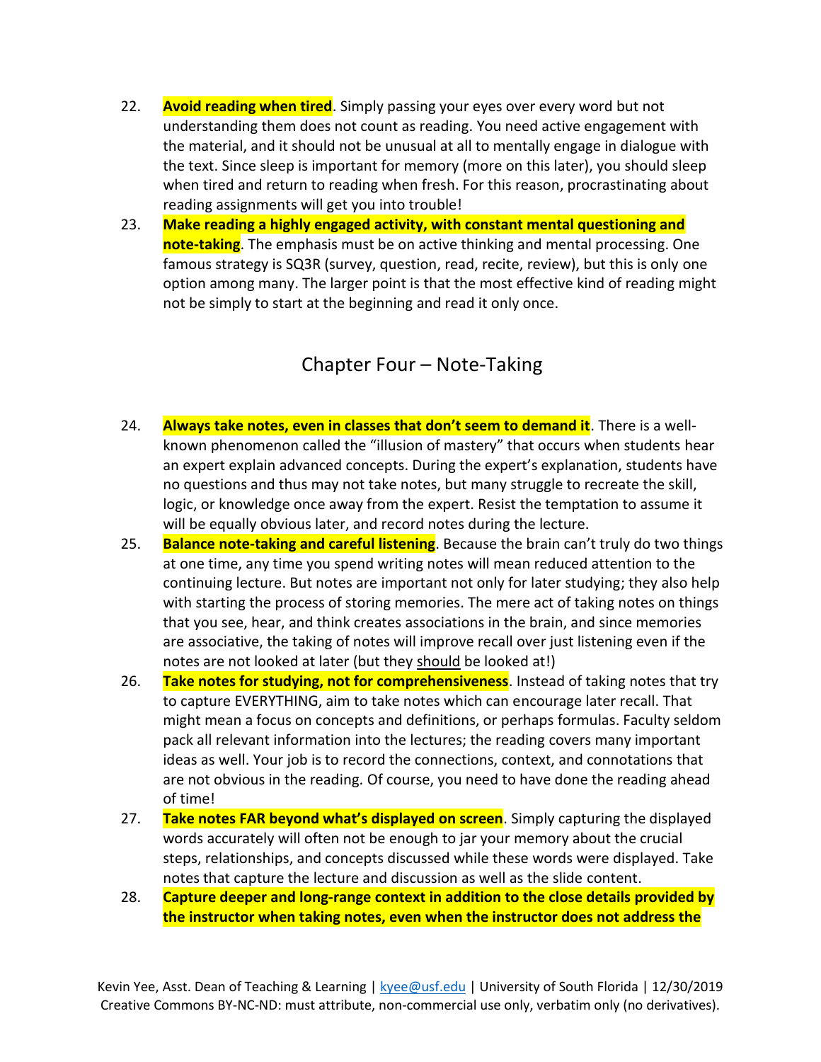22. **Avoid reading when tired**. Simply passing your eyes over every word but not understanding them does not count as reading. You need active engagement with the material, and it should not be unusual at all to mentally engage in dialogue with the text. Since sleep is important for memory (more on this later), you should sleep when tired and return to reading when fresh. For this reason, procrastinating about reading assignments will get you into trouble!
23. **Make reading a highly engaged activity, with constant mental questioning and note-taking**. The emphasis must be on active thinking and mental processing. One famous strategy is SQ3R (survey, question, read, recite, review), but this is only one option among many. The larger point is that the most effective kind of reading might not be simply to start at the beginning and read it only once.

## Chapter Four – Note-Taking

24. **Always take notes, even in classes that don't seem to demand it**. There is a well-known phenomenon called the "illusion of mastery" that occurs when students hear an expert explain advanced concepts. During the expert's explanation, students have no questions and thus may not take notes, but many struggle to recreate the skill, logic, or knowledge once away from the expert. Resist the temptation to assume it will be equally obvious later, and record notes during the lecture.
25. **Balance note-taking and careful listening**. Because the brain can't truly do two things at one time, any time you spend writing notes will mean reduced attention to the continuing lecture. But notes are important not only for later studying; they also help with starting the process of storing memories. The mere act of taking notes on things that you see, hear, and think creates associations in the brain, and since memories are associative, the taking of notes will improve recall over just listening even if the notes are not looked at later (but they <u>should</u> be looked at!)
26. **Take notes for studying, not for comprehensiveness**. Instead of taking notes that try to capture EVERYTHING, aim to take notes which can encourage later recall. That might mean a focus on concepts and definitions, or perhaps formulas. Faculty seldom pack all relevant information into the lectures; the reading covers many important ideas as well. Your job is to record the connections, context, and connotations that are not obvious in the reading. Of course, you need to have done the reading ahead of time!
27. **Take notes FAR beyond what's displayed on screen**. Simply capturing the displayed words accurately will often not be enough to jar your memory about the crucial steps, relationships, and concepts discussed while these words were displayed. Take notes that capture the lecture and discussion as well as the slide content.
28. **Capture deeper and long-range context in addition to the close details provided by the instructor when taking notes, even when the instructor does not address the**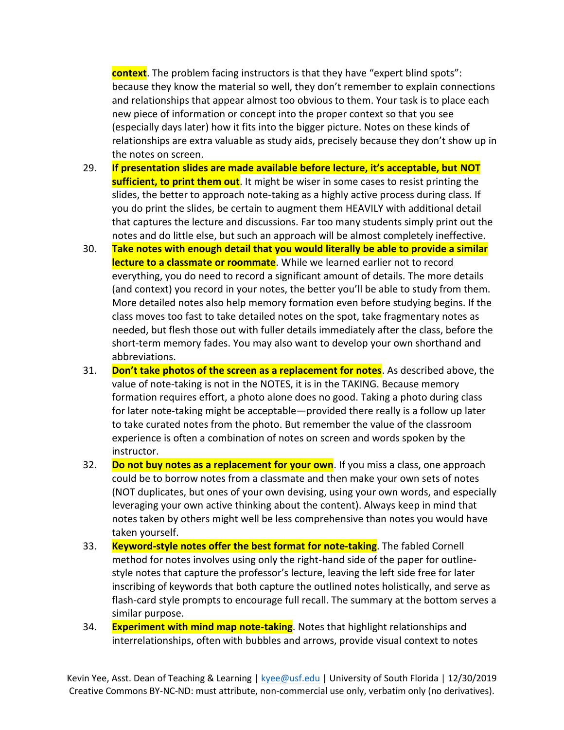**context**. The problem facing instructors is that they have “expert blind spots”: because they know the material so well, they don’t remember to explain connections and relationships that appear almost too obvious to them. Your task is to place each new piece of information or concept into the proper context so that you see (especially days later) how it fits into the bigger picture. Notes on these kinds of relationships are extra valuable as study aids, precisely because they don’t show up in the notes on screen.

29. **If presentation slides are made available before lecture, it’s acceptable, but <u>NOT</u> sufficient, to print them out**. It might be wiser in some cases to resist printing the slides, the better to approach note-taking as a highly active process during class. If you do print the slides, be certain to augment them HEAVILY with additional detail that captures the lecture and discussions. Far too many students simply print out the notes and do little else, but such an approach will be almost completely ineffective.

30. **Take notes with enough detail that you would literally be able to provide a similar lecture to a classmate or roommate**. While we learned earlier not to record everything, you do need to record a significant amount of details. The more details (and context) you record in your notes, the better you’ll be able to study from them. More detailed notes also help memory formation even before studying begins. If the class moves too fast to take detailed notes on the spot, take fragmentary notes as needed, but flesh those out with fuller details immediately after the class, before the short-term memory fades. You may also want to develop your own shorthand and abbreviations.

31. **Don’t take photos of the screen as a replacement for notes**. As described above, the value of note-taking is not in the NOTES, it is in the TAKING. Because memory formation requires effort, a photo alone does no good. Taking a photo during class for later note-taking might be acceptable—provided there really is a follow up later to take curated notes from the photo. But remember the value of the classroom experience is often a combination of notes on screen and words spoken by the instructor.

32. **Do not buy notes as a replacement for your own**. If you miss a class, one approach could be to borrow notes from a classmate and then make your own sets of notes (NOT duplicates, but ones of your own devising, using your own words, and especially leveraging your own active thinking about the content). Always keep in mind that notes taken by others might well be less comprehensive than notes you would have taken yourself.

33. **Keyword-style notes offer the best format for note-taking**. The fabled Cornell method for notes involves using only the right-hand side of the paper for outline-style notes that capture the professor’s lecture, leaving the left side free for later inscribing of keywords that both capture the outlined notes holistically, and serve as flash-card style prompts to encourage full recall. The summary at the bottom serves a similar purpose.

34. **Experiment with mind map note-taking**. Notes that highlight relationships and interrelationships, often with bubbles and arrows, provide visual context to notes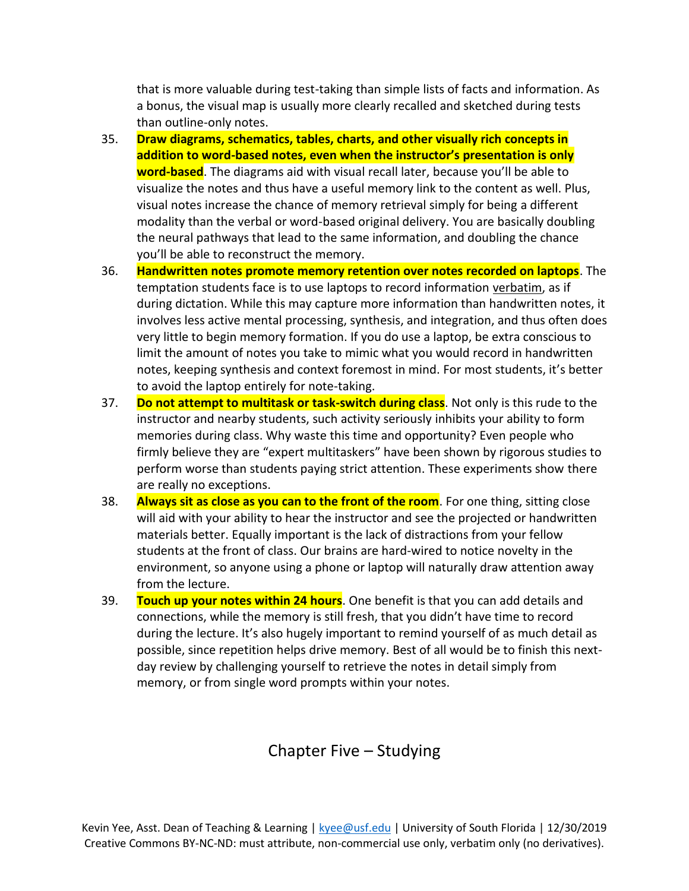that is more valuable during test-taking than simple lists of facts and information. As a bonus, the visual map is usually more clearly recalled and sketched during tests than outline-only notes.

35. **Draw diagrams, schematics, tables, charts, and other visually rich concepts in addition to word-based notes, even when the instructor's presentation is only word-based**. The diagrams aid with visual recall later, because you'll be able to visualize the notes and thus have a useful memory link to the content as well. Plus, visual notes increase the chance of memory retrieval simply for being a different modality than the verbal or word-based original delivery. You are basically doubling the neural pathways that lead to the same information, and doubling the chance you'll be able to reconstruct the memory.
36. **Handwritten notes promote memory retention over notes recorded on laptops**. The temptation students face is to use laptops to record information verbatim, as if during dictation. While this may capture more information than handwritten notes, it involves less active mental processing, synthesis, and integration, and thus often does very little to begin memory formation. If you do use a laptop, be extra conscious to limit the amount of notes you take to mimic what you would record in handwritten notes, keeping synthesis and context foremost in mind. For most students, it's better to avoid the laptop entirely for note-taking.
37. **Do not attempt to multitask or task-switch during class**. Not only is this rude to the instructor and nearby students, such activity seriously inhibits your ability to form memories during class. Why waste this time and opportunity? Even people who firmly believe they are "expert multitaskers" have been shown by rigorous studies to perform worse than students paying strict attention. These experiments show there are really no exceptions.
38. **Always sit as close as you can to the front of the room**. For one thing, sitting close will aid with your ability to hear the instructor and see the projected or handwritten materials better. Equally important is the lack of distractions from your fellow students at the front of class. Our brains are hard-wired to notice novelty in the environment, so anyone using a phone or laptop will naturally draw attention away from the lecture.
39. **Touch up your notes within 24 hours**. One benefit is that you can add details and connections, while the memory is still fresh, that you didn't have time to record during the lecture. It's also hugely important to remind yourself of as much detail as possible, since repetition helps drive memory. Best of all would be to finish this next-day review by challenging yourself to retrieve the notes in detail simply from memory, or from single word prompts within your notes.

## Chapter Five – Studying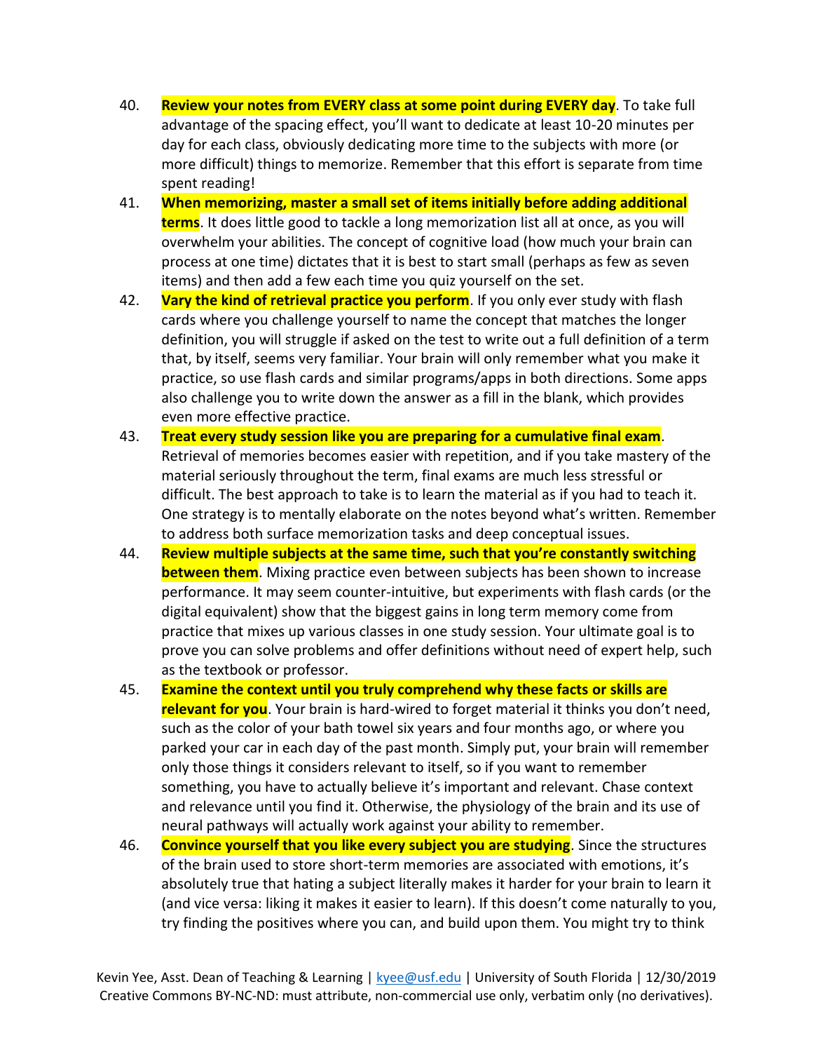40. **Review your notes from EVERY class at some point during EVERY day**. To take full advantage of the spacing effect, you'll want to dedicate at least 10-20 minutes per day for each class, obviously dedicating more time to the subjects with more (or more difficult) things to memorize. Remember that this effort is separate from time spent reading!
41. **When memorizing, master a small set of items initially before adding additional terms**. It does little good to tackle a long memorization list all at once, as you will overwhelm your abilities. The concept of cognitive load (how much your brain can process at one time) dictates that it is best to start small (perhaps as few as seven items) and then add a few each time you quiz yourself on the set.
42. **Vary the kind of retrieval practice you perform**. If you only ever study with flash cards where you challenge yourself to name the concept that matches the longer definition, you will struggle if asked on the test to write out a full definition of a term that, by itself, seems very familiar. Your brain will only remember what you make it practice, so use flash cards and similar programs/apps in both directions. Some apps also challenge you to write down the answer as a fill in the blank, which provides even more effective practice.
43. **Treat every study session like you are preparing for a cumulative final exam**. Retrieval of memories becomes easier with repetition, and if you take mastery of the material seriously throughout the term, final exams are much less stressful or difficult. The best approach to take is to learn the material as if you had to teach it. One strategy is to mentally elaborate on the notes beyond what's written. Remember to address both surface memorization tasks and deep conceptual issues.
44. **Review multiple subjects at the same time, such that you're constantly switching between them**. Mixing practice even between subjects has been shown to increase performance. It may seem counter-intuitive, but experiments with flash cards (or the digital equivalent) show that the biggest gains in long term memory come from practice that mixes up various classes in one study session. Your ultimate goal is to prove you can solve problems and offer definitions without need of expert help, such as the textbook or professor.
45. **Examine the context until you truly comprehend why these facts or skills are relevant for you**. Your brain is hard-wired to forget material it thinks you don't need, such as the color of your bath towel six years and four months ago, or where you parked your car in each day of the past month. Simply put, your brain will remember only those things it considers relevant to itself, so if you want to remember something, you have to actually believe it's important and relevant. Chase context and relevance until you find it. Otherwise, the physiology of the brain and its use of neural pathways will actually work against your ability to remember.
46. **Convince yourself that you like every subject you are studying**. Since the structures of the brain used to store short-term memories are associated with emotions, it's absolutely true that hating a subject literally makes it harder for your brain to learn it (and vice versa: liking it makes it easier to learn). If this doesn't come naturally to you, try finding the positives where you can, and build upon them. You might try to think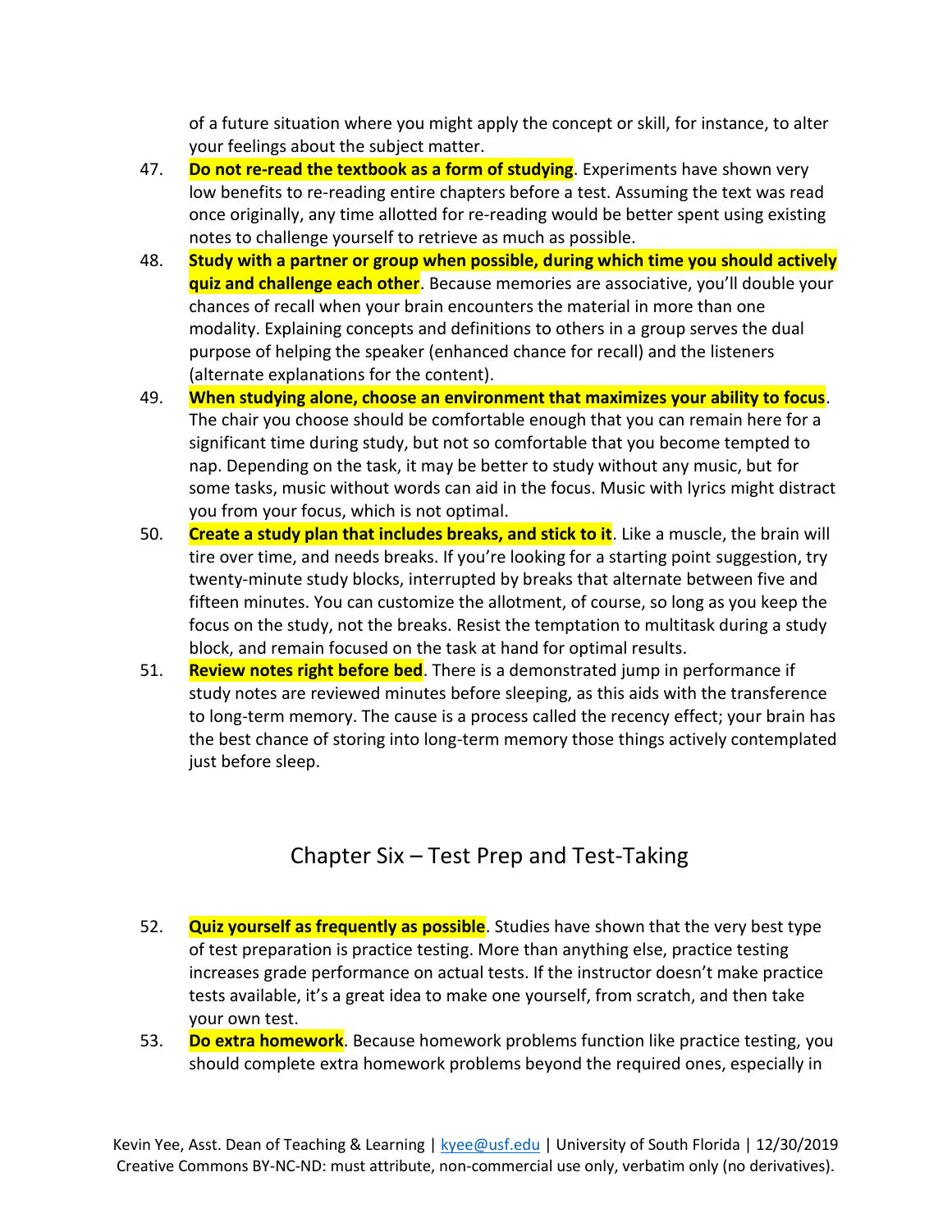of a future situation where you might apply the concept or skill, for instance, to alter your feelings about the subject matter.

47. **Do not re-read the textbook as a form of studying**. Experiments have shown very low benefits to re-reading entire chapters before a test. Assuming the text was read once originally, any time allotted for re-reading would be better spent using existing notes to challenge yourself to retrieve as much as possible.
48. **Study with a partner or group when possible, during which time you should actively quiz and challenge each other**. Because memories are associative, you'll double your chances of recall when your brain encounters the material in more than one modality. Explaining concepts and definitions to others in a group serves the dual purpose of helping the speaker (enhanced chance for recall) and the listeners (alternate explanations for the content).
49. **When studying alone, choose an environment that maximizes your ability to focus**. The chair you choose should be comfortable enough that you can remain here for a significant time during study, but not so comfortable that you become tempted to nap. Depending on the task, it may be better to study without any music, but for some tasks, music without words can aid in the focus. Music with lyrics might distract you from your focus, which is not optimal.
50. **Create a study plan that includes breaks, and stick to it**. Like a muscle, the brain will tire over time, and needs breaks. If you're looking for a starting point suggestion, try twenty-minute study blocks, interrupted by breaks that alternate between five and fifteen minutes. You can customize the allotment, of course, so long as you keep the focus on the study, not the breaks. Resist the temptation to multitask during a study block, and remain focused on the task at hand for optimal results.
51. **Review notes right before bed**. There is a demonstrated jump in performance if study notes are reviewed minutes before sleeping, as this aids with the transference to long-term memory. The cause is a process called the recency effect; your brain has the best chance of storing into long-term memory those things actively contemplated just before sleep.

## Chapter Six – Test Prep and Test-Taking

52. **Quiz yourself as frequently as possible**. Studies have shown that the very best type of test preparation is practice testing. More than anything else, practice testing increases grade performance on actual tests. If the instructor doesn't make practice tests available, it's a great idea to make one yourself, from scratch, and then take your own test.
53. **Do extra homework**. Because homework problems function like practice testing, you should complete extra homework problems beyond the required ones, especially in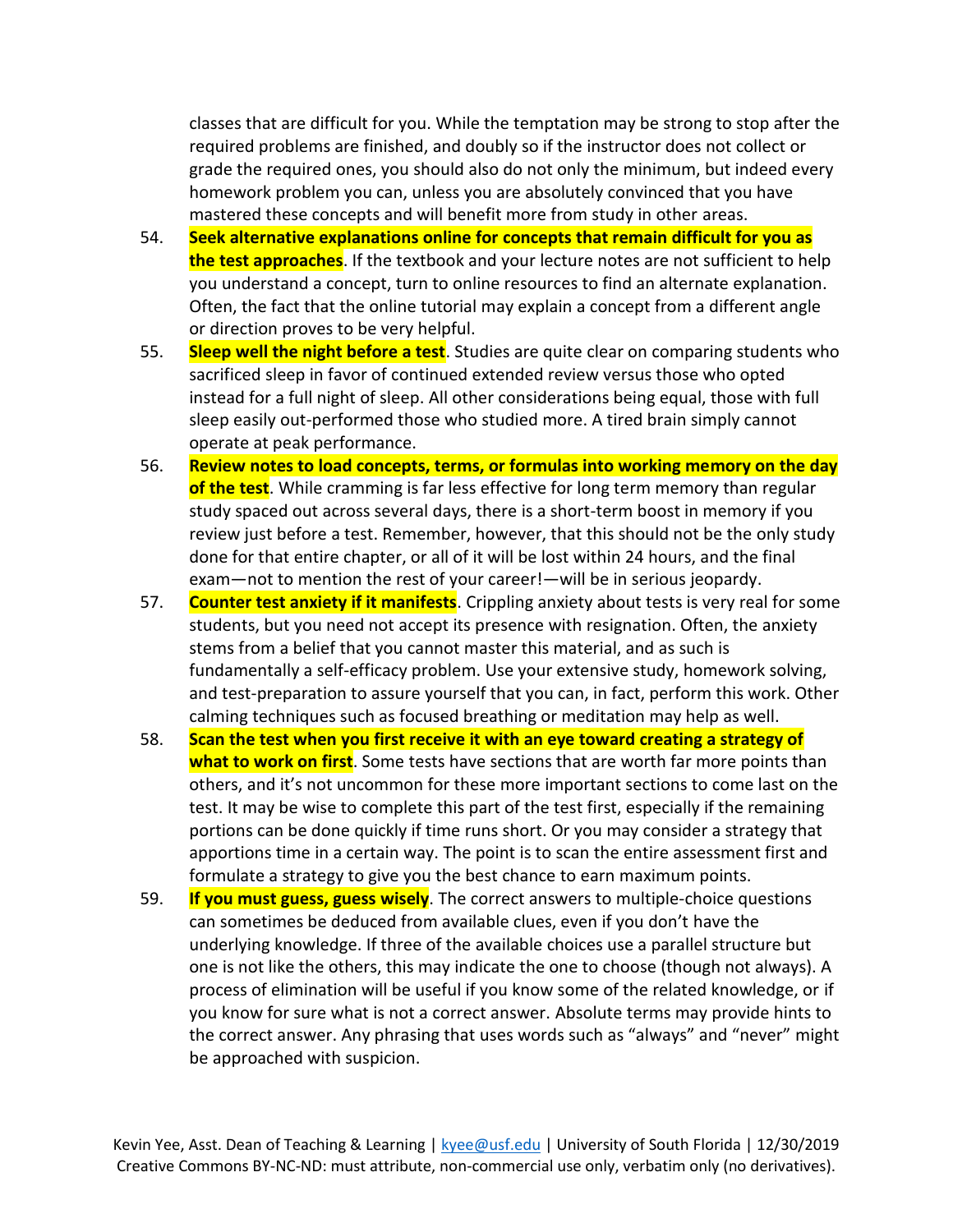classes that are difficult for you. While the temptation may be strong to stop after the required problems are finished, and doubly so if the instructor does not collect or grade the required ones, you should also do not only the minimum, but indeed every homework problem you can, unless you are absolutely convinced that you have mastered these concepts and will benefit more from study in other areas.

54. **Seek alternative explanations online for concepts that remain difficult for you as the test approaches**. If the textbook and your lecture notes are not sufficient to help you understand a concept, turn to online resources to find an alternate explanation. Often, the fact that the online tutorial may explain a concept from a different angle or direction proves to be very helpful.
55. **Sleep well the night before a test**. Studies are quite clear on comparing students who sacrificed sleep in favor of continued extended review versus those who opted instead for a full night of sleep. All other considerations being equal, those with full sleep easily out-performed those who studied more. A tired brain simply cannot operate at peak performance.
56. **Review notes to load concepts, terms, or formulas into working memory on the day of the test**. While cramming is far less effective for long term memory than regular study spaced out across several days, there is a short-term boost in memory if you review just before a test. Remember, however, that this should not be the only study done for that entire chapter, or all of it will be lost within 24 hours, and the final exam—not to mention the rest of your career!—will be in serious jeopardy.
57. **Counter test anxiety if it manifests**. Crippling anxiety about tests is very real for some students, but you need not accept its presence with resignation. Often, the anxiety stems from a belief that you cannot master this material, and as such is fundamentally a self-efficacy problem. Use your extensive study, homework solving, and test-preparation to assure yourself that you can, in fact, perform this work. Other calming techniques such as focused breathing or meditation may help as well.
58. **Scan the test when you first receive it with an eye toward creating a strategy of what to work on first**. Some tests have sections that are worth far more points than others, and it's not uncommon for these more important sections to come last on the test. It may be wise to complete this part of the test first, especially if the remaining portions can be done quickly if time runs short. Or you may consider a strategy that apportions time in a certain way. The point is to scan the entire assessment first and formulate a strategy to give you the best chance to earn maximum points.
59. **If you must guess, guess wisely**. The correct answers to multiple-choice questions can sometimes be deduced from available clues, even if you don't have the underlying knowledge. If three of the available choices use a parallel structure but one is not like the others, this may indicate the one to choose (though not always). A process of elimination will be useful if you know some of the related knowledge, or if you know for sure what is not a correct answer. Absolute terms may provide hints to the correct answer. Any phrasing that uses words such as "always" and "never" might be approached with suspicion.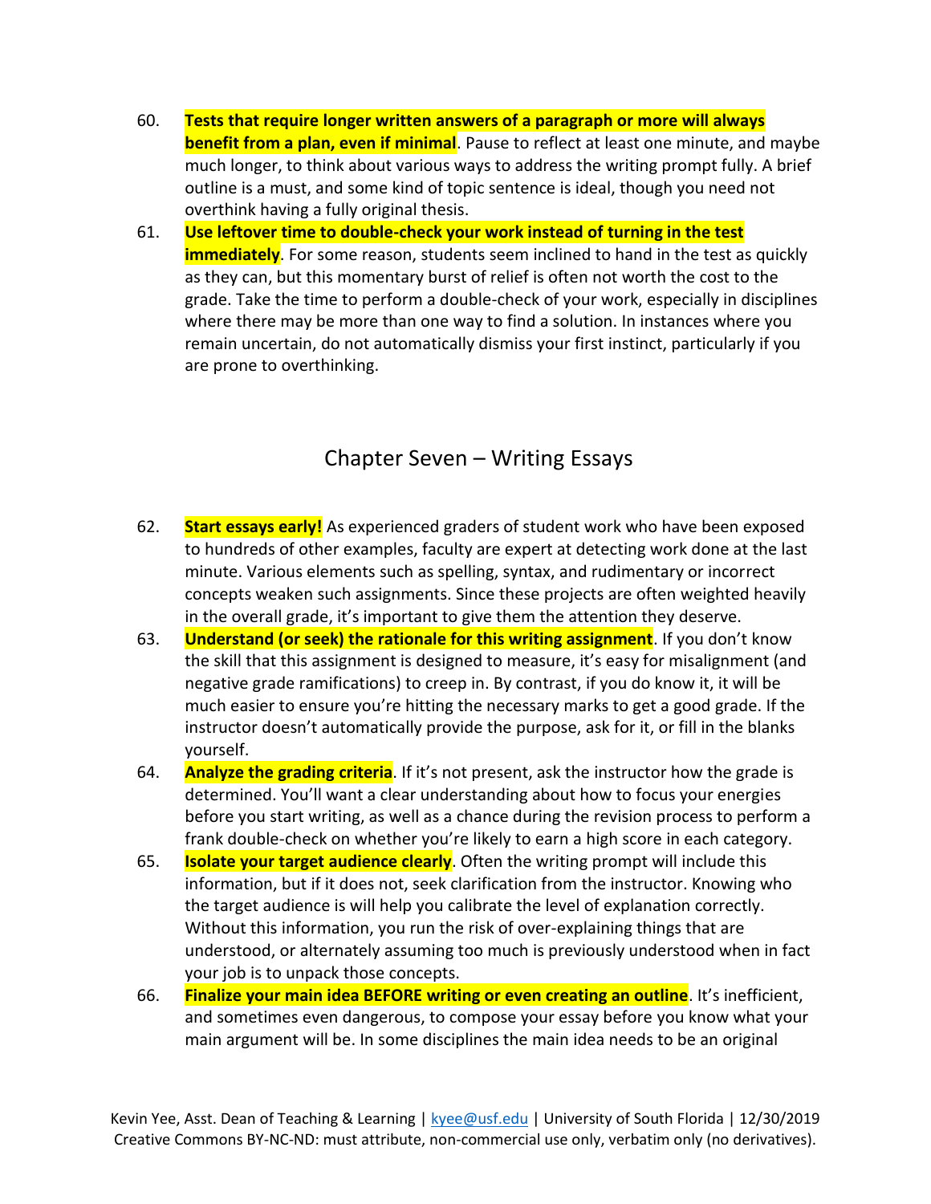60. **Tests that require longer written answers of a paragraph or more will always benefit from a plan, even if minimal**. Pause to reflect at least one minute, and maybe much longer, to think about various ways to address the writing prompt fully. A brief outline is a must, and some kind of topic sentence is ideal, though you need not overthink having a fully original thesis.

61. **Use leftover time to double-check your work instead of turning in the test immediately**. For some reason, students seem inclined to hand in the test as quickly as they can, but this momentary burst of relief is often not worth the cost to the grade. Take the time to perform a double-check of your work, especially in disciplines where there may be more than one way to find a solution. In instances where you remain uncertain, do not automatically dismiss your first instinct, particularly if you are prone to overthinking.

## Chapter Seven – Writing Essays

62. **Start essays early!** As experienced graders of student work who have been exposed to hundreds of other examples, faculty are expert at detecting work done at the last minute. Various elements such as spelling, syntax, and rudimentary or incorrect concepts weaken such assignments. Since these projects are often weighted heavily in the overall grade, it's important to give them the attention they deserve.

63. **Understand (or seek) the rationale for this writing assignment**. If you don't know the skill that this assignment is designed to measure, it's easy for misalignment (and negative grade ramifications) to creep in. By contrast, if you do know it, it will be much easier to ensure you're hitting the necessary marks to get a good grade. If the instructor doesn't automatically provide the purpose, ask for it, or fill in the blanks yourself.

64. **Analyze the grading criteria**. If it's not present, ask the instructor how the grade is determined. You'll want a clear understanding about how to focus your energies before you start writing, as well as a chance during the revision process to perform a frank double-check on whether you're likely to earn a high score in each category.

65. **Isolate your target audience clearly**. Often the writing prompt will include this information, but if it does not, seek clarification from the instructor. Knowing who the target audience is will help you calibrate the level of explanation correctly. Without this information, you run the risk of over-explaining things that are understood, or alternately assuming too much is previously understood when in fact your job is to unpack those concepts.

66. **Finalize your main idea BEFORE writing or even creating an outline**. It's inefficient, and sometimes even dangerous, to compose your essay before you know what your main argument will be. In some disciplines the main idea needs to be an original

Kevin Yee, Asst. Dean of Teaching & Learning | kyee@usf.edu | University of South Florida | 12/30/2019
Creative Commons BY-NC-ND: must attribute, non-commercial use only, verbatim only (no derivatives).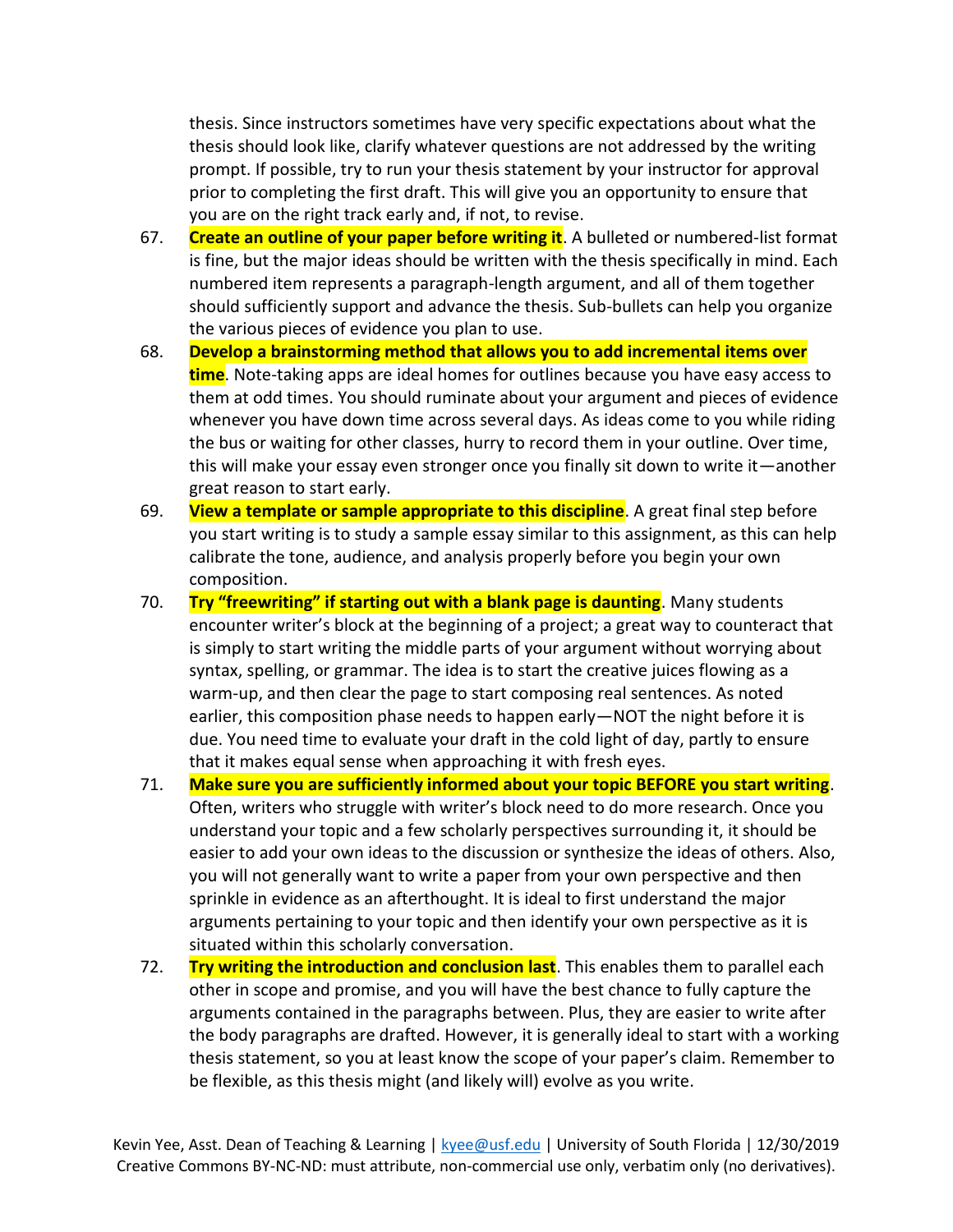thesis. Since instructors sometimes have very specific expectations about what the thesis should look like, clarify whatever questions are not addressed by the writing prompt. If possible, try to run your thesis statement by your instructor for approval prior to completing the first draft. This will give you an opportunity to ensure that you are on the right track early and, if not, to revise.

67. **Create an outline of your paper before writing it**. A bulleted or numbered-list format is fine, but the major ideas should be written with the thesis specifically in mind. Each numbered item represents a paragraph-length argument, and all of them together should sufficiently support and advance the thesis. Sub-bullets can help you organize the various pieces of evidence you plan to use.
68. **Develop a brainstorming method that allows you to add incremental items over time**. Note-taking apps are ideal homes for outlines because you have easy access to them at odd times. You should ruminate about your argument and pieces of evidence whenever you have down time across several days. As ideas come to you while riding the bus or waiting for other classes, hurry to record them in your outline. Over time, this will make your essay even stronger once you finally sit down to write it—another great reason to start early.
69. **View a template or sample appropriate to this discipline**. A great final step before you start writing is to study a sample essay similar to this assignment, as this can help calibrate the tone, audience, and analysis properly before you begin your own composition.
70. **Try "freewriting" if starting out with a blank page is daunting**. Many students encounter writer's block at the beginning of a project; a great way to counteract that is simply to start writing the middle parts of your argument without worrying about syntax, spelling, or grammar. The idea is to start the creative juices flowing as a warm-up, and then clear the page to start composing real sentences. As noted earlier, this composition phase needs to happen early—NOT the night before it is due. You need time to evaluate your draft in the cold light of day, partly to ensure that it makes equal sense when approaching it with fresh eyes.
71. **Make sure you are sufficiently informed about your topic BEFORE you start writing**. Often, writers who struggle with writer's block need to do more research. Once you understand your topic and a few scholarly perspectives surrounding it, it should be easier to add your own ideas to the discussion or synthesize the ideas of others. Also, you will not generally want to write a paper from your own perspective and then sprinkle in evidence as an afterthought. It is ideal to first understand the major arguments pertaining to your topic and then identify your own perspective as it is situated within this scholarly conversation.
72. **Try writing the introduction and conclusion last**. This enables them to parallel each other in scope and promise, and you will have the best chance to fully capture the arguments contained in the paragraphs between. Plus, they are easier to write after the body paragraphs are drafted. However, it is generally ideal to start with a working thesis statement, so you at least know the scope of your paper's claim. Remember to be flexible, as this thesis might (and likely will) evolve as you write.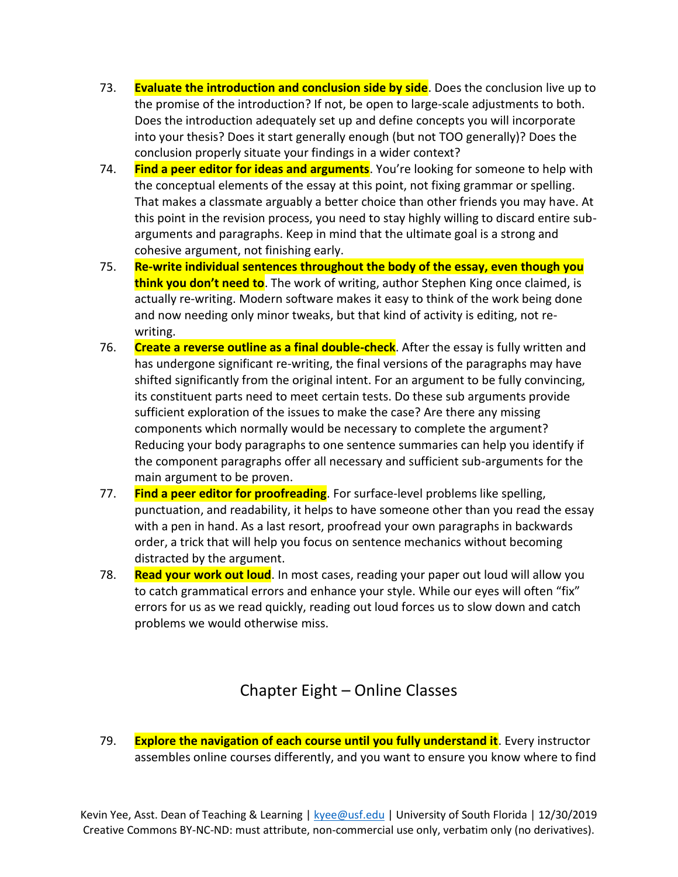73. **Evaluate the introduction and conclusion side by side**. Does the conclusion live up to the promise of the introduction? If not, be open to large-scale adjustments to both. Does the introduction adequately set up and define concepts you will incorporate into your thesis? Does it start generally enough (but not TOO generally)? Does the conclusion properly situate your findings in a wider context?
74. **Find a peer editor for ideas and arguments**. You're looking for someone to help with the conceptual elements of the essay at this point, not fixing grammar or spelling. That makes a classmate arguably a better choice than other friends you may have. At this point in the revision process, you need to stay highly willing to discard entire sub-arguments and paragraphs. Keep in mind that the ultimate goal is a strong and cohesive argument, not finishing early.
75. **Re-write individual sentences throughout the body of the essay, even though you think you don't need to**. The work of writing, author Stephen King once claimed, is actually re-writing. Modern software makes it easy to think of the work being done and now needing only minor tweaks, but that kind of activity is editing, not re-writing.
76. **Create a reverse outline as a final double-check**. After the essay is fully written and has undergone significant re-writing, the final versions of the paragraphs may have shifted significantly from the original intent. For an argument to be fully convincing, its constituent parts need to meet certain tests. Do these sub arguments provide sufficient exploration of the issues to make the case? Are there any missing components which normally would be necessary to complete the argument? Reducing your body paragraphs to one sentence summaries can help you identify if the component paragraphs offer all necessary and sufficient sub-arguments for the main argument to be proven.
77. **Find a peer editor for proofreading**. For surface-level problems like spelling, punctuation, and readability, it helps to have someone other than you read the essay with a pen in hand. As a last resort, proofread your own paragraphs in backwards order, a trick that will help you focus on sentence mechanics without becoming distracted by the argument.
78. **Read your work out loud**. In most cases, reading your paper out loud will allow you to catch grammatical errors and enhance your style. While our eyes will often "fix" errors for us as we read quickly, reading out loud forces us to slow down and catch problems we would otherwise miss.

## Chapter Eight – Online Classes

79. **Explore the navigation of each course until you fully understand it**. Every instructor assembles online courses differently, and you want to ensure you know where to find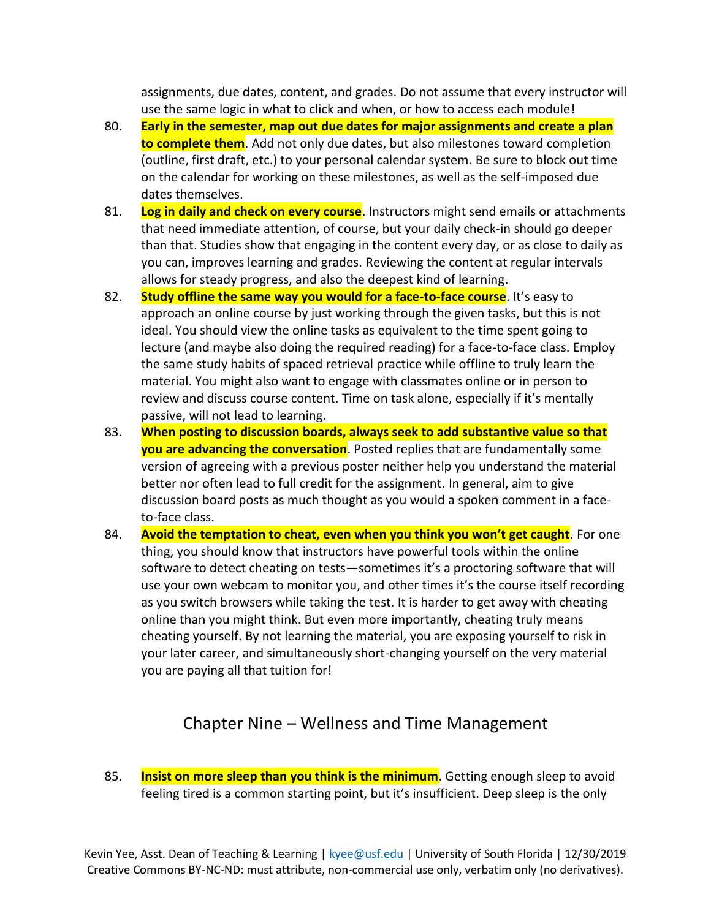assignments, due dates, content, and grades. Do not assume that every instructor will use the same logic in what to click and when, or how to access each module!

80. **Early in the semester, map out due dates for major assignments and create a plan to complete them**. Add not only due dates, but also milestones toward completion (outline, first draft, etc.) to your personal calendar system. Be sure to block out time on the calendar for working on these milestones, as well as the self-imposed due dates themselves.
81. **Log in daily and check on every course**. Instructors might send emails or attachments that need immediate attention, of course, but your daily check-in should go deeper than that. Studies show that engaging in the content every day, or as close to daily as you can, improves learning and grades. Reviewing the content at regular intervals allows for steady progress, and also the deepest kind of learning.
82. **Study offline the same way you would for a face-to-face course**. It's easy to approach an online course by just working through the given tasks, but this is not ideal. You should view the online tasks as equivalent to the time spent going to lecture (and maybe also doing the required reading) for a face-to-face class. Employ the same study habits of spaced retrieval practice while offline to truly learn the material. You might also want to engage with classmates online or in person to review and discuss course content. Time on task alone, especially if it's mentally passive, will not lead to learning.
83. **When posting to discussion boards, always seek to add substantive value so that you are advancing the conversation**. Posted replies that are fundamentally some version of agreeing with a previous poster neither help you understand the material better nor often lead to full credit for the assignment. In general, aim to give discussion board posts as much thought as you would a spoken comment in a face-to-face class.
84. **Avoid the temptation to cheat, even when you think you won't get caught**. For one thing, you should know that instructors have powerful tools within the software to detect cheating on tests—sometimes it's a proctoring software that will use your own webcam to monitor you, and other times it's the course itself recording as you switch browsers while taking the test. It is harder to get away with cheating online than you might think. But even more importantly, cheating truly means cheating yourself. By not learning the material, you are exposing yourself to risk in your later career, and simultaneously short-changing yourself on the very material you are paying all that tuition for!

## Chapter Nine – Wellness and Time Management

85. **Insist on more sleep than you think is the minimum**. Getting enough sleep to avoid feeling tired is a common starting point, but it's insufficient. Deep sleep is the only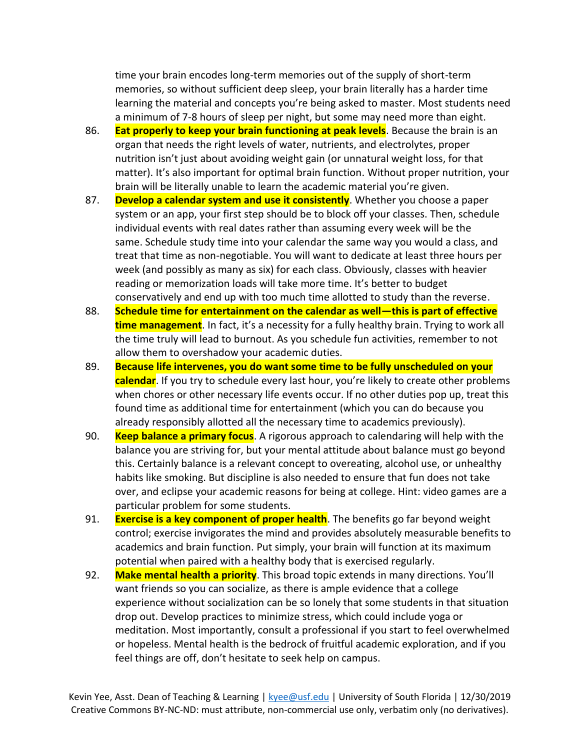time your brain encodes long-term memories out of the supply of short-term memories, so without sufficient deep sleep, your brain literally has a harder time learning the material and concepts you're being asked to master. Most students need a minimum of 7-8 hours of sleep per night, but some may need more than eight.

86. **Eat properly to keep your brain functioning at peak levels**. Because the brain is an organ that needs the right levels of water, nutrients, and electrolytes, proper nutrition isn't just about avoiding weight gain (or unnatural weight loss, for that matter). It's also important for optimal brain function. Without proper nutrition, your brain will be literally unable to learn the academic material you're given.
87. **Develop a calendar system and use it consistently**. Whether you choose a paper system or an app, your first step should be to block off your classes. Then, schedule individual events with real dates rather than assuming every week will be the same. Schedule study time into your calendar the same way you would a class, and treat that time as non-negotiable. You will want to dedicate at least three hours per week (and possibly as many as six) for each class. Obviously, classes with heavier reading or memorization loads will take more time. It's better to budget conservatively and end up with too much time allotted to study than the reverse.
88. **Schedule time for entertainment on the calendar as well—this is part of effective time management**. In fact, it's a necessity for a fully healthy brain. Trying to work all the time truly will lead to burnout. As you schedule fun activities, remember to not allow them to overshadow your academic duties.
89. **Because life intervenes, you do want some time to be fully unscheduled on your calendar**. If you try to schedule every last hour, you're likely to create other problems when chores or other necessary life events occur. If no other duties pop up, treat this found time as additional time for entertainment (which you can do because you already responsibly allotted all the necessary time to academics previously).
90. **Keep balance a primary focus**. A rigorous approach to calendaring will help with the balance you are striving for, but your mental attitude about balance must go beyond this. Certainly balance is a relevant concept to overeating, alcohol use, or unhealthy habits like smoking. But discipline is also needed to ensure that fun does not take over, and eclipse your academic reasons for being at college. Hint: video games are a particular problem for some students.
91. **Exercise is a key component of proper health**. The benefits go far beyond weight control; exercise invigorates the mind and provides absolutely measurable benefits to academics and brain function. Put simply, your brain will function at its maximum potential when paired with a healthy body that is exercised regularly.
92. **Make mental health a priority**. This broad topic extends in many directions. You'll want friends so you can socialize, as there is ample evidence that a college experience without socialization can be so lonely that some students in that situation drop out. Develop practices to minimize stress, which could include yoga or meditation. Most importantly, consult a professional if you start to feel overwhelmed or hopeless. Mental health is the bedrock of fruitful academic exploration, and if you feel things are off, don't hesitate to seek help on campus.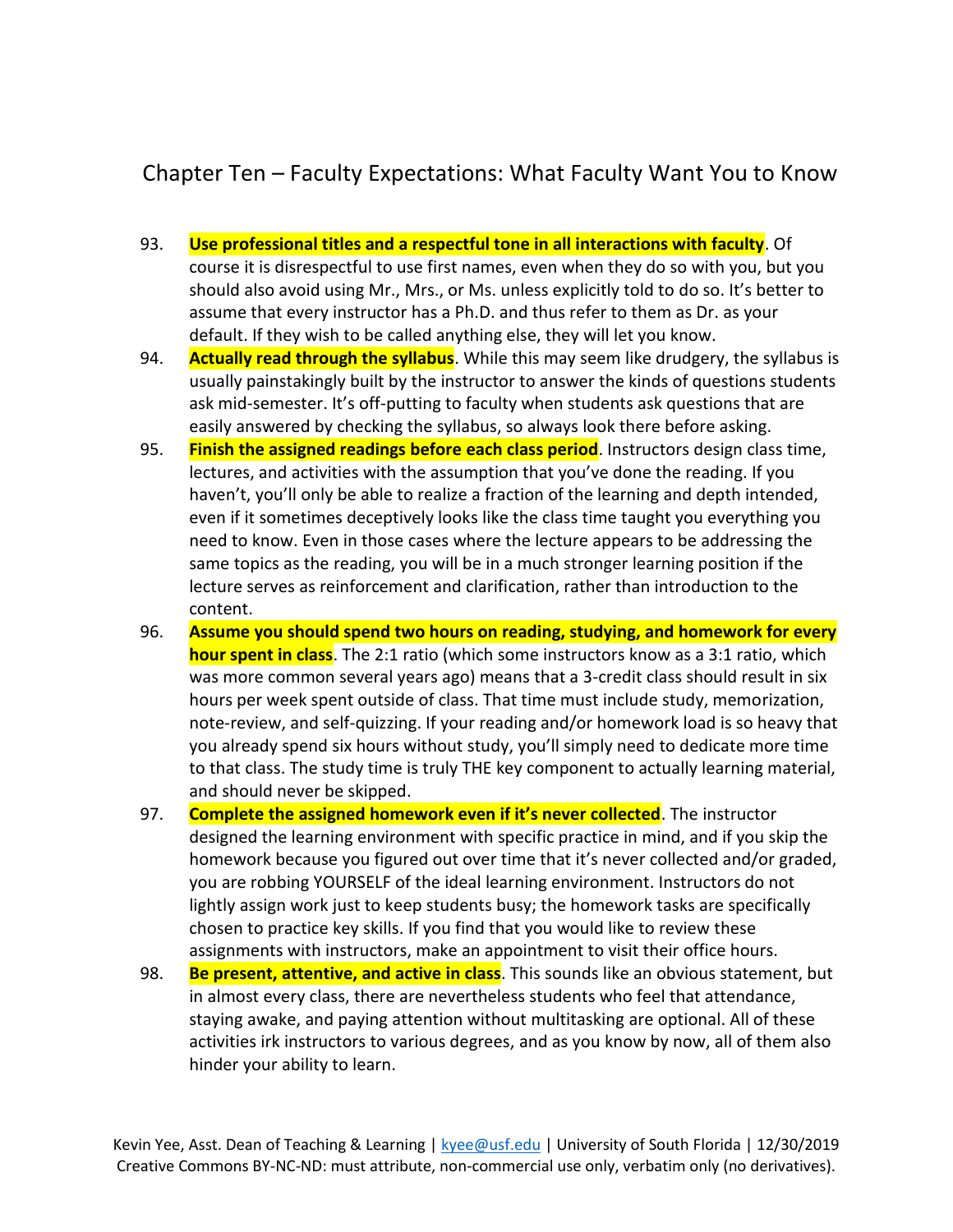## Chapter Ten – Faculty Expectations: What Faculty Want You to Know

93. **Use professional titles and a respectful tone in all interactions with faculty**. Of course it is disrespectful to use first names, even when they do so with you, but you should also avoid using Mr., Mrs., or Ms. unless explicitly told to do so. It's better to assume that every instructor has a Ph.D. and thus refer to them as Dr. as your default. If they wish to be called anything else, they will let you know.
94. **Actually read through the syllabus**. While this may seem like drudgery, the syllabus is usually painstakingly built by the instructor to answer the kinds of questions students ask mid-semester. It's off-putting to faculty when students ask questions that are easily answered by checking the syllabus, so always look there before asking.
95. **Finish the assigned readings before each class period**. Instructors design class time, lectures, and activities with the assumption that you've done the reading. If you haven't, you'll only be able to realize a fraction of the learning and depth intended, even if it sometimes deceptively looks like the class time taught you everything you need to know. Even in those cases where the lecture appears to be addressing the same topics as the reading, you will be in a much stronger learning position if the lecture serves as reinforcement and clarification, rather than introduction to the content.
96. **Assume you should spend two hours on reading, studying, and homework for every hour spent in class**. The 2:1 ratio (which some instructors know as a 3:1 ratio, which was more common several years ago) means that a 3-credit class should result in six hours per week spent outside of class. That time must include study, memorization, note-review, and self-quizzing. If your reading and/or homework load is so heavy that you already spend six hours without study, you'll simply need to dedicate more time to that class. The study time is truly THE key component to actually learning material, and should never be skipped.
97. **Complete the assigned homework even if it's never collected**. The instructor designed the learning environment with specific practice in mind, and if you skip the homework because you figured out over time that it's never collected and/or graded, you are robbing YOURSELF of the ideal learning environment. Instructors do not lightly assign work just to keep students busy; the homework tasks are specifically chosen to practice key skills. If you find that you would like to review these assignments with instructors, make an appointment to visit their office hours.
98. **Be present, attentive, and active in class**. This sounds like an obvious statement, but in almost every class, there are nevertheless students who feel that attendance, staying awake, and paying attention without multitasking are optional. All of these activities irk instructors to various degrees, and as you know by now, all of them also hinder your ability to learn.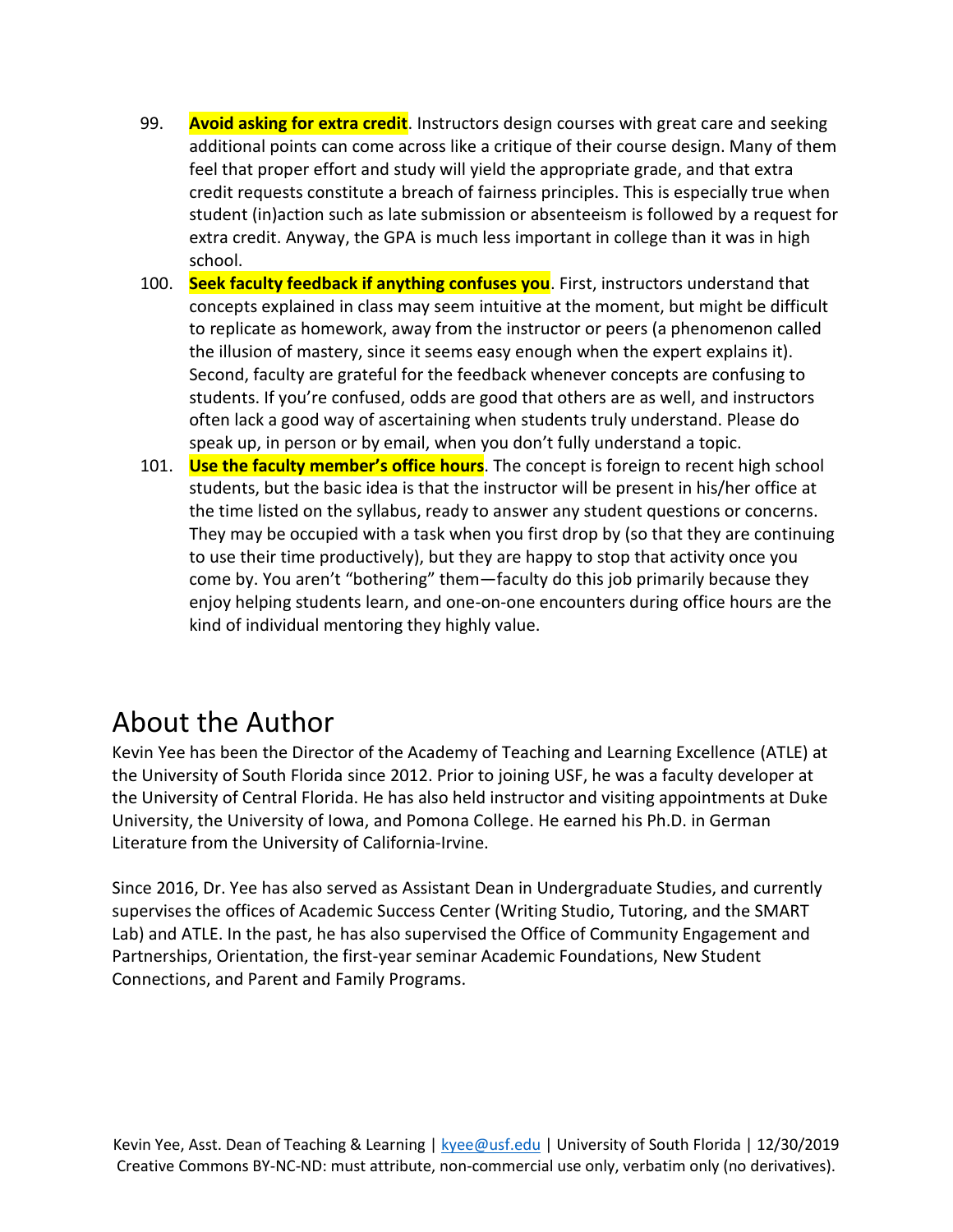99. **Avoid asking for extra credit**. Instructors design courses with great care and seeking additional points can come across like a critique of their course design. Many of them feel that proper effort and study will yield the appropriate grade, and that extra credit requests constitute a breach of fairness principles. This is especially true when student (in)action such as late submission or absenteeism is followed by a request for extra credit. Anyway, the GPA is much less important in college than it was in high school.
100. **Seek faculty feedback if anything confuses you**. First, instructors understand that concepts explained in class may seem intuitive at the moment, but might be difficult to replicate as homework, away from the instructor or peers (a phenomenon called the illusion of mastery, since it seems easy enough when the expert explains it). Second, faculty are grateful for the feedback whenever concepts are confusing to students. If you're confused, odds are good that others are as well, and instructors often lack a good way of ascertaining when students truly understand. Please do speak up, in person or by email, when you don't fully understand a topic.
101. **Use the faculty member's office hours**. The concept is foreign to recent high school students, but the basic idea is that the instructor will be present in his/her office at the time listed on the syllabus, ready to answer any student questions or concerns. They may be occupied with a task when you first drop by (so that they are continuing to use their time productively), but they are happy to stop that activity once you come by. You aren't "bothering" them—faculty do this job primarily because they enjoy helping students learn, and one-on-one encounters during office hours are the kind of individual mentoring they highly value.

# About the Author

Kevin Yee has been the Director of the Academy of Teaching and Learning Excellence (ATLE) at the University of South Florida since 2012. Prior to joining USF, he was a faculty developer at the University of Central Florida. He has also held instructor and visiting appointments at Duke University, the University of Iowa, and Pomona College. He earned his Ph.D. in German Literature from the University of California-Irvine.

Since 2016, Dr. Yee has also served as Assistant Dean in Undergraduate Studies, and currently supervises the offices of Academic Success Center (Writing Studio, Tutoring, and the SMART Lab) and ATLE. In the past, he has also supervised the Office of Community Engagement and Partnerships, Orientation, the first-year seminar Academic Foundations, New Student Connections, and Parent and Family Programs.